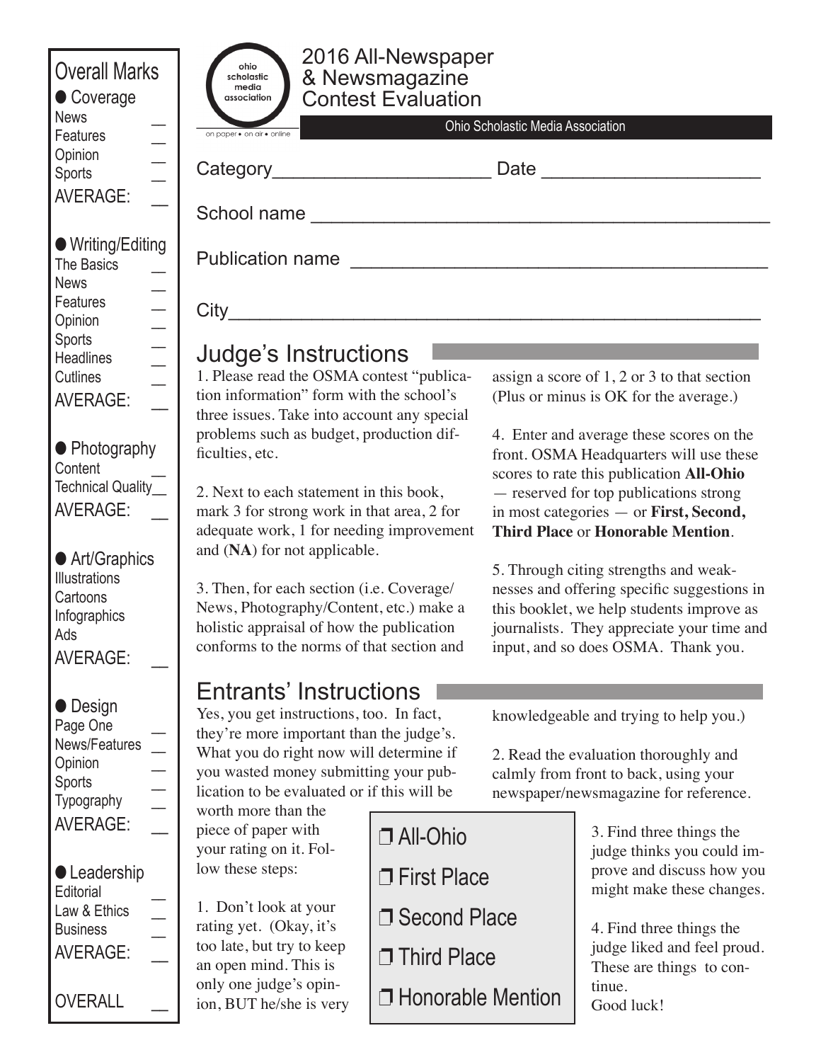# 2016 All-Newspaper & Newsmagazine Contest Evaluation

ohio scholastic media association

on paper • on air • online

Ohio Scholastic Media Association

Category____________________ Date ____________________

School name ____________________________________________

Publication name ______________________________________

City_________________________________________________

## Overall Marks

**● Coverage**

News __
Features __
Opinion __
Sports __
AVERAGE: __

**● Writing/Editing**

The Basics __
News __
Features __
Opinion __
Sports __
Headlines __
Cutlines __
AVERAGE: __

**● Photography**

Content __
Technical Quality__
AVERAGE: __

**● Art/Graphics**

Illustrations
Cartoons
Infographics
Ads
AVERAGE: __

**● Design**

Page One __
News/Features __
Opinion __
Sports __
Typography __
AVERAGE: __

**● Leadership**

Editorial __
Law & Ethics __
Business __
AVERAGE: __

OVERALL __

## Judge's Instructions

1. Please read the OSMA contest "publication information" form with the school's three issues. Take into account any special problems such as budget, production difficulties, etc.

2. Next to each statement in this book, mark 3 for strong work in that area, 2 for adequate work, 1 for needing improvement and (**NA**) for not applicable.

3. Then, for each section (i.e. Coverage/News, Photography/Content, etc.) make a holistic appraisal of how the publication conforms to the norms of that section and assign a score of 1, 2 or 3 to that section (Plus or minus is OK for the average.)

4. Enter and average these scores on the front. OSMA Headquarters will use these scores to rate this publication **All-Ohio** — reserved for top publications strong in most categories — or **First, Second, Third Place** or **Honorable Mention**.

5. Through citing strengths and weaknesses and offering specific suggestions in this booklet, we help students improve as journalists. They appreciate your time and input, and so does OSMA. Thank you.

## Entrants' Instructions

Yes, you get instructions, too. In fact, they're more important than the judge's. What you do right now will determine if you wasted money submitting your publication to be evaluated or if this will be worth more than the piece of paper with your rating on it. Follow these steps:

1. Don't look at your rating yet. (Okay, it's too late, but try to keep an open mind. This is only one judge's opinion, BUT he/she is very knowledgeable and trying to help you.)

2. Read the evaluation thoroughly and calmly from front to back, using your newspaper/newsmagazine for reference.

3. Find three things the judge thinks you could improve and discuss how you might make these changes.

4. Find three things the judge liked and feel proud. These are things to continue.
Good luck!

- ❒ All-Ohio
- ❒ First Place
- ❒ Second Place
- ❒ Third Place
- ❒ Honorable Mention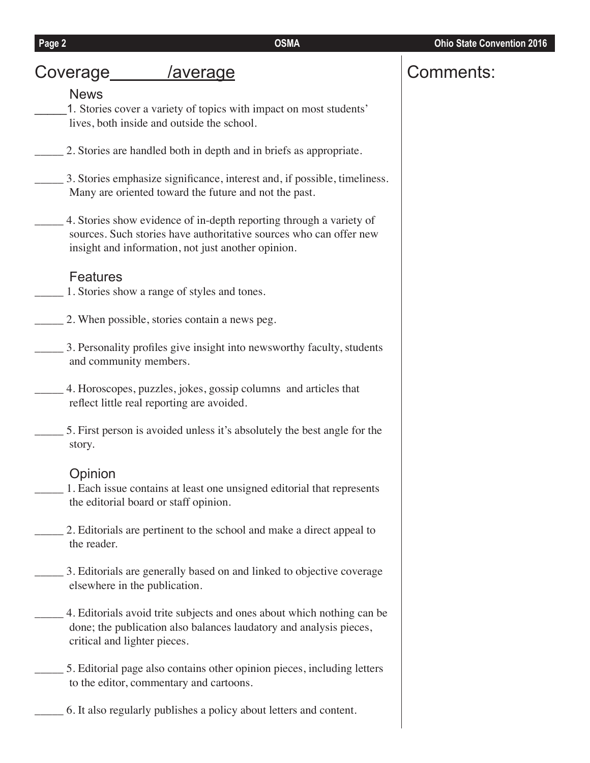## Coverage ______ /average

## Comments:

### News

_____1. Stories cover a variety of topics with impact on most students' lives, both inside and outside the school.

_____ 2. Stories are handled both in depth and in briefs as appropriate.

_____ 3. Stories emphasize significance, interest and, if possible, timeliness. Many are oriented toward the future and not the past.

_____ 4. Stories show evidence of in-depth reporting through a variety of sources. Such stories have authoritative sources who can offer new insight and information, not just another opinion.

### Features

_____ 1. Stories show a range of styles and tones.

_____ 2. When possible, stories contain a news peg.

_____ 3. Personality profiles give insight into newsworthy faculty, students and community members.

_____ 4. Horoscopes, puzzles, jokes, gossip columns and articles that reflect little real reporting are avoided.

_____ 5. First person is avoided unless it's absolutely the best angle for the story.

### Opinion

_____ 1. Each issue contains at least one unsigned editorial that represents the editorial board or staff opinion.

_____ 2. Editorials are pertinent to the school and make a direct appeal to the reader.

_____ 3. Editorials are generally based on and linked to objective coverage elsewhere in the publication.

_____ 4. Editorials avoid trite subjects and ones about which nothing can be done; the publication also balances laudatory and analysis pieces, critical and lighter pieces.

_____ 5. Editorial page also contains other opinion pieces, including letters to the editor, commentary and cartoons.

_____ 6. It also regularly publishes a policy about letters and content.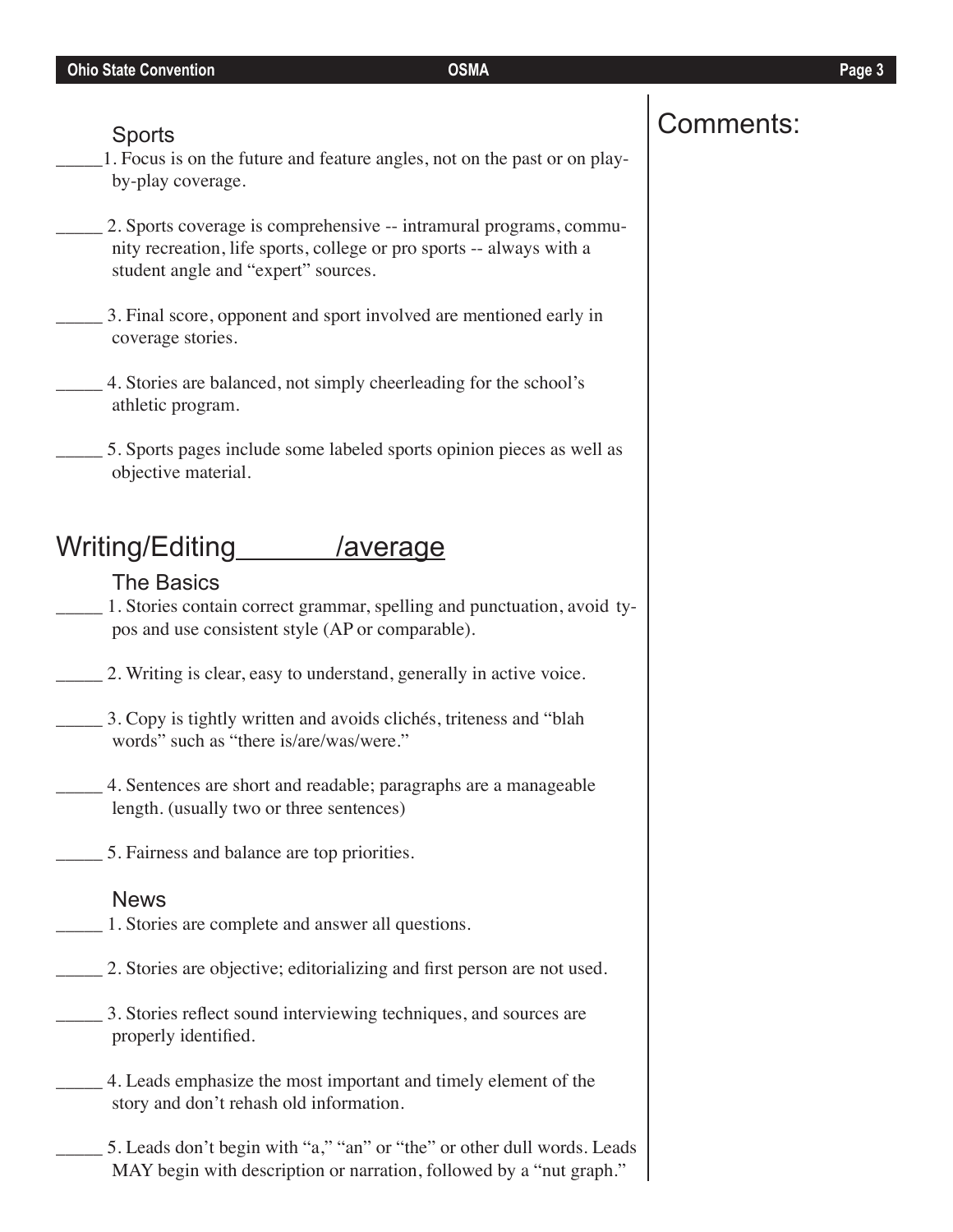### Sports

_____1. Focus is on the future and feature angles, not on the past or on play-by-play coverage.

_____ 2. Sports coverage is comprehensive -- intramural programs, community recreation, life sports, college or pro sports -- always with a student angle and "expert" sources.

_____ 3. Final score, opponent and sport involved are mentioned early in coverage stories.

_____ 4. Stories are balanced, not simply cheerleading for the school's athletic program.

_____ 5. Sports pages include some labeled sports opinion pieces as well as objective material.

## Writing/Editing _______ /average

### The Basics

_____ 1. Stories contain correct grammar, spelling and punctuation, avoid typos and use consistent style (AP or comparable).

_____ 2. Writing is clear, easy to understand, generally in active voice.

_____ 3. Copy is tightly written and avoids clichés, triteness and "blah words" such as "there is/are/was/were."

_____ 4. Sentences are short and readable; paragraphs are a manageable length. (usually two or three sentences)

_____ 5. Fairness and balance are top priorities.

### News

_____ 1. Stories are complete and answer all questions.

_____ 2. Stories are objective; editorializing and first person are not used.

_____ 3. Stories reflect sound interviewing techniques, and sources are properly identified.

_____ 4. Leads emphasize the most important and timely element of the story and don't rehash old information.

_____ 5. Leads don't begin with "a," "an" or "the" or other dull words. Leads MAY begin with description or narration, followed by a "nut graph."

## Comments: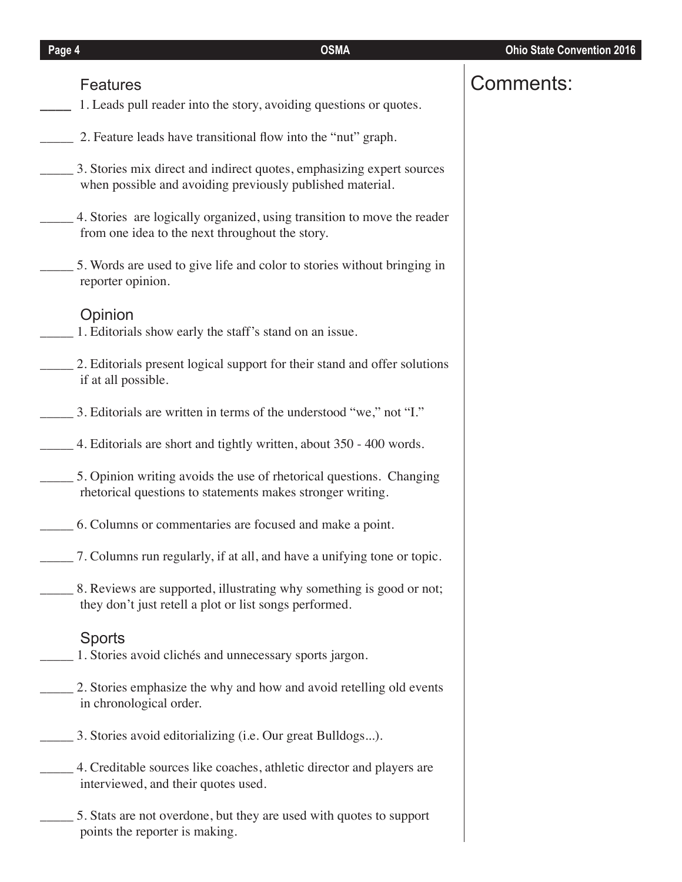## Features

_____ 1. Leads pull reader into the story, avoiding questions or quotes.

_____ 2. Feature leads have transitional flow into the "nut" graph.

_____ 3. Stories mix direct and indirect quotes, emphasizing expert sources when possible and avoiding previously published material.

_____ 4. Stories  are logically organized, using transition to move the reader from one idea to the next throughout the story.

_____ 5. Words are used to give life and color to stories without bringing in reporter opinion.

## Opinion

_____ 1. Editorials show early the staff's stand on an issue.

_____ 2. Editorials present logical support for their stand and offer solutions if at all possible.

_____ 3. Editorials are written in terms of the understood "we," not "I."

_____ 4. Editorials are short and tightly written, about 350 - 400 words.

_____ 5. Opinion writing avoids the use of rhetorical questions.  Changing rhetorical questions to statements makes stronger writing.

_____ 6. Columns or commentaries are focused and make a point.

_____ 7. Columns run regularly, if at all, and have a unifying tone or topic.

_____ 8. Reviews are supported, illustrating why something is good or not; they don't just retell a plot or list songs performed.

## Sports

_____ 1. Stories avoid clichés and unnecessary sports jargon.

_____ 2. Stories emphasize the why and how and avoid retelling old events in chronological order.

_____ 3. Stories avoid editorializing (i.e. Our great Bulldogs...).

_____ 4. Creditable sources like coaches, athletic director and players are interviewed, and their quotes used.

_____ 5. Stats are not overdone, but they are used with quotes to support points the reporter is making.

## Comments: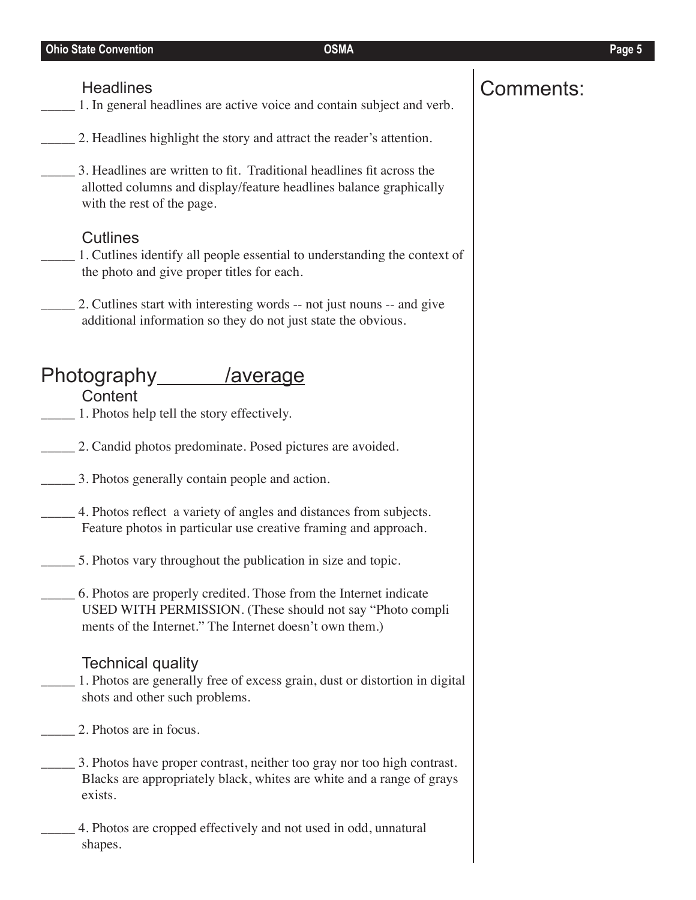### Headlines

_____ 1. In general headlines are active voice and contain subject and verb.

_____ 2. Headlines highlight the story and attract the reader's attention.

_____ 3. Headlines are written to fit. Traditional headlines fit across the allotted columns and display/feature headlines balance graphically with the rest of the page.

### Cutlines

_____ 1. Cutlines identify all people essential to understanding the context of the photo and give proper titles for each.

_____ 2. Cutlines start with interesting words -- not just nouns -- and give additional information so they do not just state the obvious.

## Photography ______ /average

### Content

_____ 1. Photos help tell the story effectively.

_____ 2. Candid photos predominate. Posed pictures are avoided.

_____ 3. Photos generally contain people and action.

_____ 4. Photos reflect a variety of angles and distances from subjects. Feature photos in particular use creative framing and approach.

_____ 5. Photos vary throughout the publication in size and topic.

_____ 6. Photos are properly credited. Those from the Internet indicate USED WITH PERMISSION. (These should not say "Photo compliments of the Internet." The Internet doesn't own them.)

### Technical quality

_____ 1. Photos are generally free of excess grain, dust or distortion in digital shots and other such problems.

_____ 2. Photos are in focus.

_____ 3. Photos have proper contrast, neither too gray nor too high contrast. Blacks are appropriately black, whites are white and a range of grays exists.

_____ 4. Photos are cropped effectively and not used in odd, unnatural shapes.

Comments: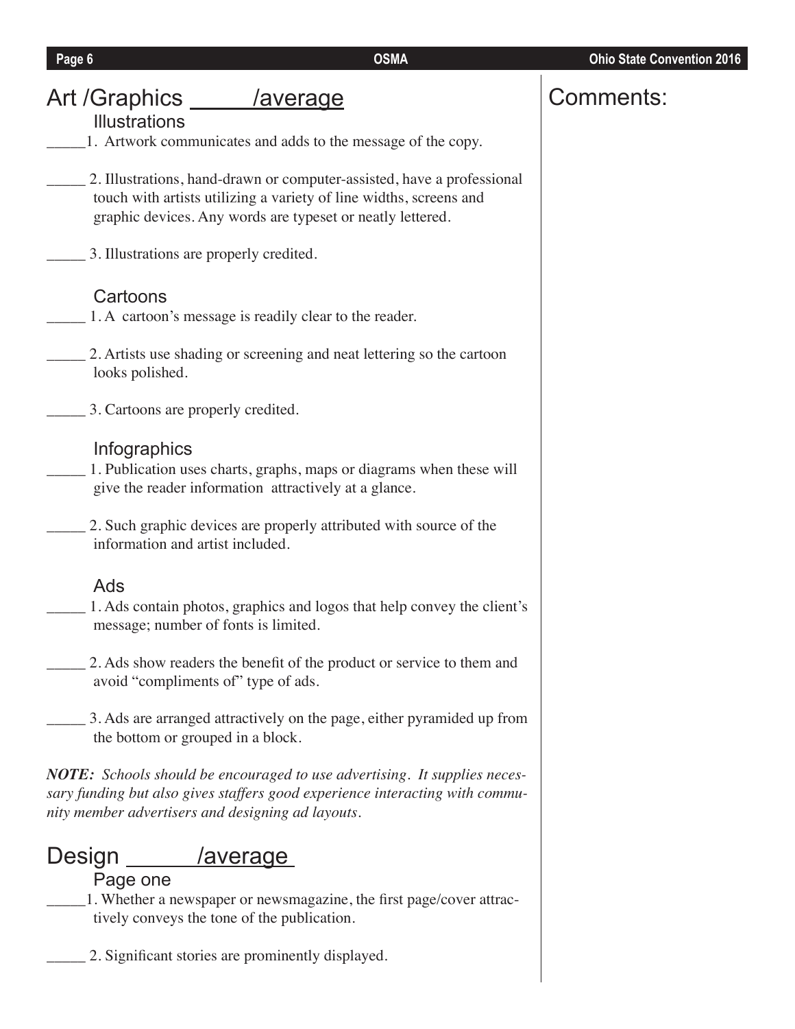## Art /Graphics _____/average

### Illustrations

_____1. Artwork communicates and adds to the message of the copy.

_____ 2. Illustrations, hand-drawn or computer-assisted, have a professional touch with artists utilizing a variety of line widths, screens and graphic devices. Any words are typeset or neatly lettered.

_____ 3. Illustrations are properly credited.

### Cartoons

_____ 1. A cartoon's message is readily clear to the reader.

_____ 2. Artists use shading or screening and neat lettering so the cartoon looks polished.

_____ 3. Cartoons are properly credited.

### Infographics

_____ 1. Publication uses charts, graphs, maps or diagrams when these will give the reader information attractively at a glance.

_____ 2. Such graphic devices are properly attributed with source of the information and artist included.

### Ads

_____ 1. Ads contain photos, graphics and logos that help convey the client's message; number of fonts is limited.

_____ 2. Ads show readers the benefit of the product or service to them and avoid "compliments of" type of ads.

_____ 3. Ads are arranged attractively on the page, either pyramided up from the bottom or grouped in a block.

***NOTE:*** *Schools should be encouraged to use advertising. It supplies necessary funding but also gives staffers good experience interacting with community member advertisers and designing ad layouts.*

## Design ______/average

### Page one

_____1. Whether a newspaper or newsmagazine, the first page/cover attractively conveys the tone of the publication.

_____ 2. Significant stories are prominently displayed.

## Comments: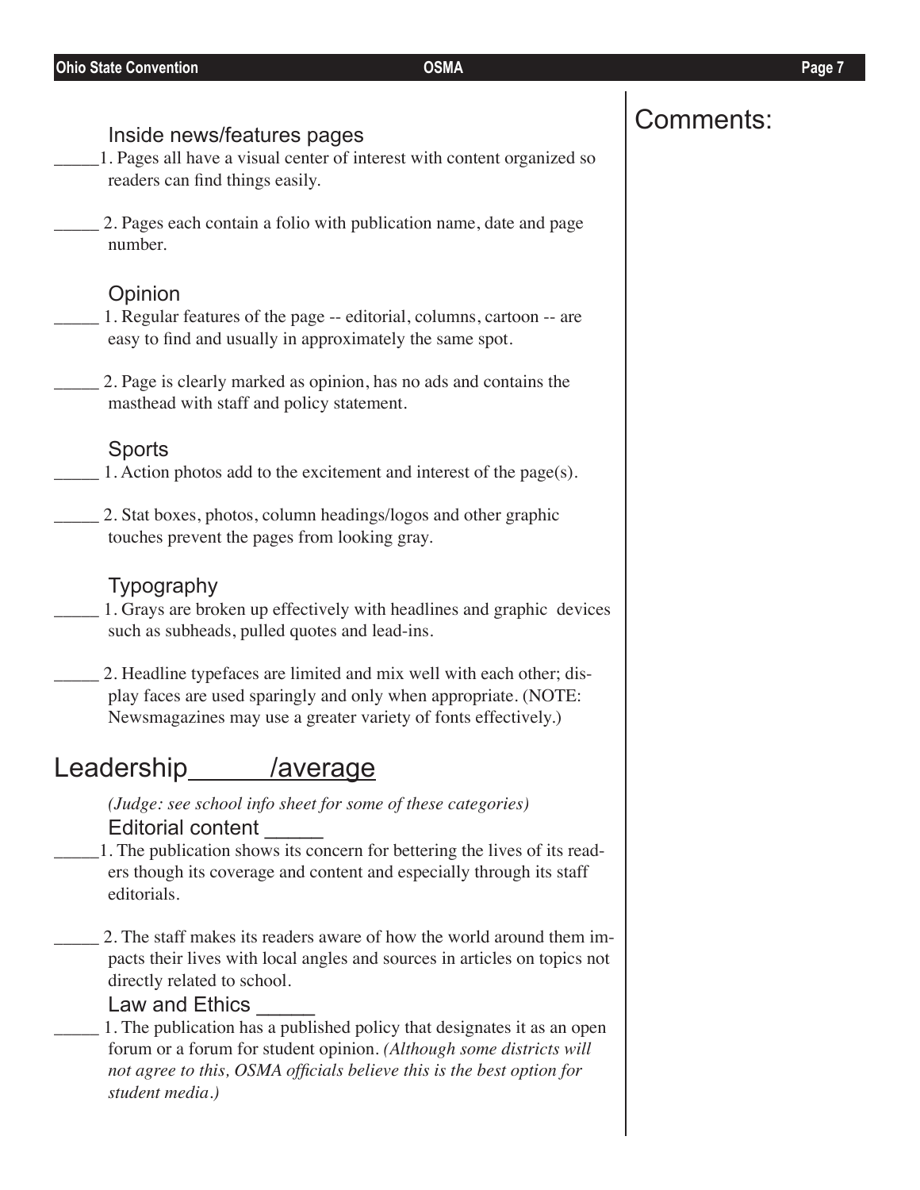### Inside news/features pages

_____1. Pages all have a visual center of interest with content organized so readers can find things easily.

_____ 2. Pages each contain a folio with publication name, date and page number.

### Opinion

_____ 1. Regular features of the page -- editorial, columns, cartoon -- are easy to find and usually in approximately the same spot.

_____ 2. Page is clearly marked as opinion, has no ads and contains the masthead with staff and policy statement.

### Sports

_____ 1. Action photos add to the excitement and interest of the page(s).

_____ 2. Stat boxes, photos, column headings/logos and other graphic touches prevent the pages from looking gray.

### Typography

_____ 1. Grays are broken up effectively with headlines and graphic devices such as subheads, pulled quotes and lead-ins.

_____ 2. Headline typefaces are limited and mix well with each other; display faces are used sparingly and only when appropriate. (NOTE: Newsmagazines may use a greater variety of fonts effectively.)

## Leadership______/average

*(Judge: see school info sheet for some of these categories)*

### Editorial content _____

_____1. The publication shows its concern for bettering the lives of its readers though its coverage and content and especially through its staff editorials.

_____ 2. The staff makes its readers aware of how the world around them impacts their lives with local angles and sources in articles on topics not directly related to school.

### Law and Ethics _____

_____ 1. The publication has a published policy that designates it as an open forum or a forum for student opinion. *(Although some districts will not agree to this, OSMA officials believe this is the best option for student media.)*

## Comments: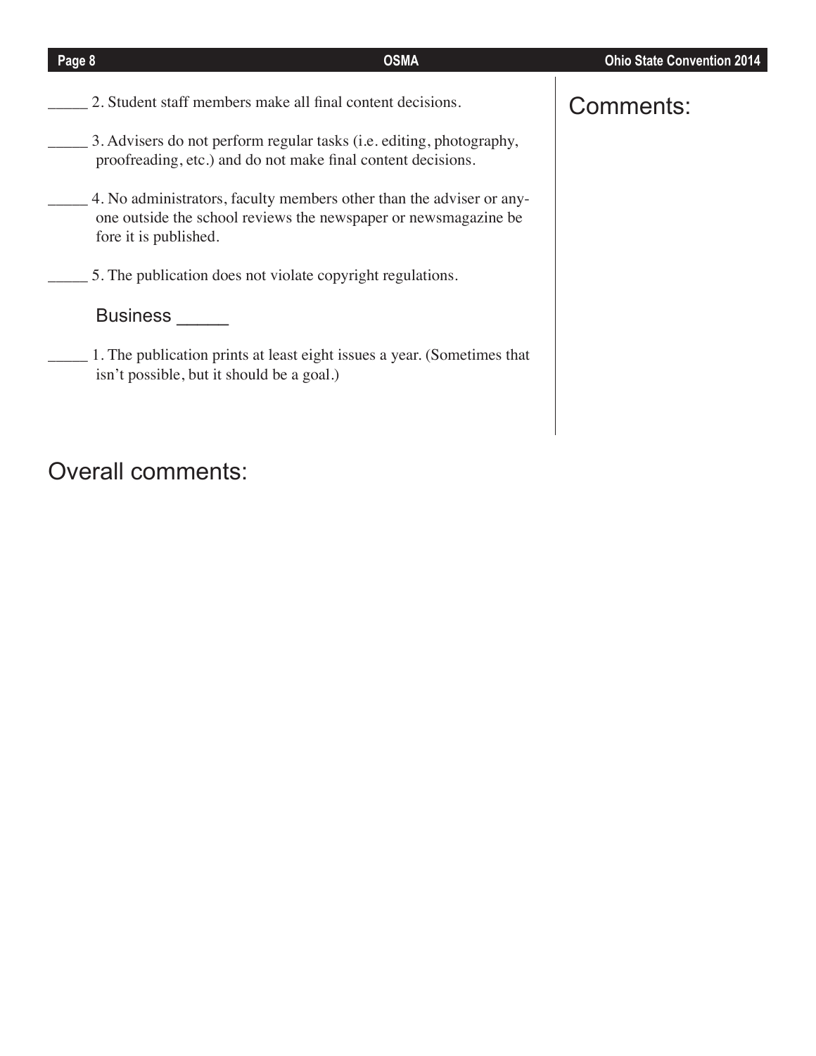_____ 2. Student staff members make all final content decisions.

_____ 3. Advisers do not perform regular tasks (i.e. editing, photography, proofreading, etc.) and do not make final content decisions.

_____ 4. No administrators, faculty members other than the adviser or anyone outside the school reviews the newspaper or newsmagazine before it is published.

_____ 5. The publication does not violate copyright regulations.

### Business _____

_____ 1. The publication prints at least eight issues a year. (Sometimes that isn't possible, but it should be a goal.)

## Comments:

## Overall comments: